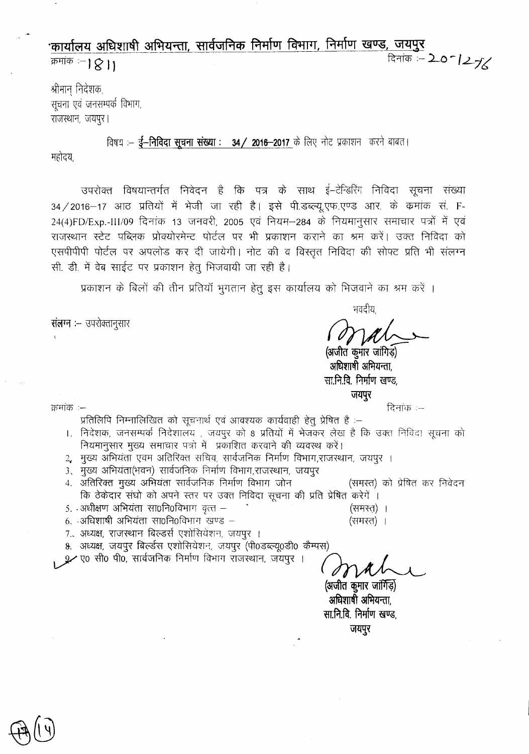# कार्यालय अधिशाषी अभियन्ता, सार्वजनिक निर्माण विभाग, निर्माण खण्ड, जयपुर

क्रमांक :– 1811 दिनांक :– 20-12-16

श्रीमान् निदेशक,
सूचना एवं जनसम्पर्क विभाग,
राजस्थान, जयपुर।

विषय :– **ई–निविदा सूचना संख्या : 34 / 2016–2017** के लिए नोट प्रकाशन करने बाबत।

महोदय,

उपरोक्त विषयान्तर्गत निवेदन है कि पत्र के साथ ई–टेन्डिरिंग निविदा सूचना संख्या 34/2016–17 आठ प्रतियों में भेजी जा रही है। इसे पी.डब्ल्यू.एफ.एण्ड आर. के कमांक सं. F-24(4)FD/Exp.-III/09 दिनांक 13 जनवरी, 2005 एवं नियम–284 के नियमानुसार समाचार पत्रों में एवं राजस्थान स्टेट पब्लिक प्रोक्योरमेन्ट पोर्टल पर भी प्रकाशन कराने का श्रम करें। उक्त निविदा को एसपीपीपी पोर्टल पर अपलोड कर दी जायेगी। नोट की व विस्तृत निविदा की सोफ्ट प्रति भी संलग्न सी. डी. में वेब साईट पर प्रकाशन हेतु भिजवायी जा रही है।

प्रकाशन के बिलों की तीन प्रतियाँ भुगतान हेतु इस कार्यालय को भिजवाने का श्रम करें ।

**संलग्न** :– उपरोक्तानुसार

भवदीय,

(अजीत कुमार जांगिड़)
**अधिशाषी अभियन्ता,**
**सा.नि.वि. निर्माण खण्ड,**
**जयपुर**

क्रमांक :– दिनांक :–

प्रतिलिपि निम्नालिखित को सूचनार्थ एवं आवश्यक कार्यवाही हेतु प्रेषित है :–

1. निदेशक, जनसम्पर्क निदेशालय , जयपुर को 8 प्रतियों में भेजकर लेख है कि उक्त निविदा सूचना को नियमानुसार मुख्य समाचार पत्रो में प्रकाशित करवाने की व्यवस्थ करें।
2. मुख्य अभियंता एवम अतिरिक्त सचिव, सार्वजनिक निर्माण विभाग,राजस्थान, जयपुर ।
3. मुख्य अभियंता(भवन) सार्वजनिक निर्माण विभाग,राजस्थान, जयपुर
4. अतिरिक्त मुख्य अभियंता सार्वजनिक निर्माण विभाग जोन (समस्त) को प्रेषित कर निवेदन कि ठेकेदार संघो को अपने स्तर पर उक्त निविदा सूचना की प्रति प्रेषित करेगें ।
5. अधीक्षण अभियंता सा0नि0विभाग वृत्त – (समस्त) ।
6. अधिशाषी अभियंता सा0नि0विभाग खण्ड – (समस्त) ।
7. अध्यक्ष, राजस्थान बिल्डर्स एशोसियेशन, जयपुर ।
8. अध्यक्ष, जयपुर बिल्डर्स एशोसियेशन, जयपुर (पी0डब्ल्यू0डी0 कैम्पस)
9. ए0 सी0 पी0, सार्वजनिक निर्माण विभाग राजस्थान, जयपुर ।

(अजीत कुमार जांगिड़)
**अधिशाषी अभियन्ता,**
**सा.नि.वि. निर्माण खण्ड,**
**जयपुर**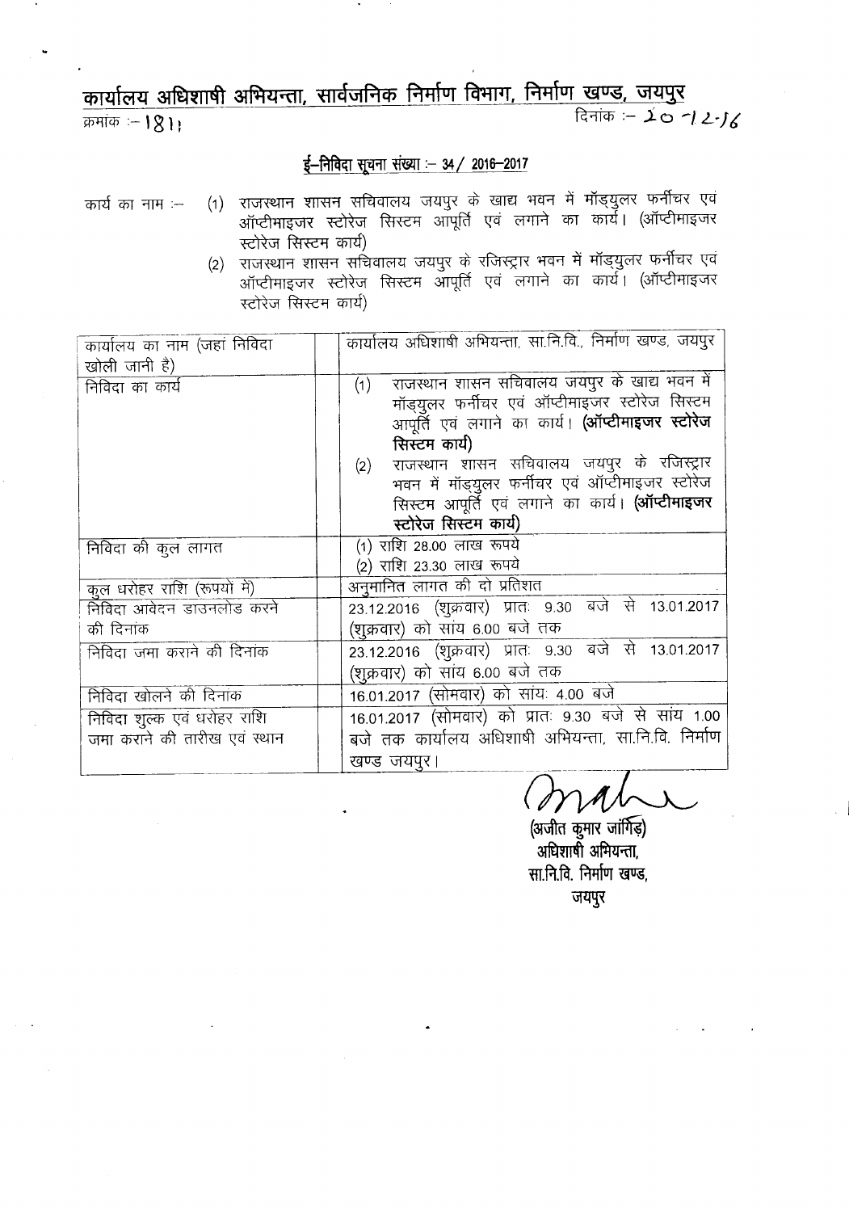## कार्यालय अधिशाषी अभियन्ता, सार्वजनिक निर्माण विभाग, निर्माण खण्ड, जयपुर

क्रमांक :- 1811

दिनांक :- 20-12-16

### ई-निविदा सूचना संख्या :- 34 / 2016-2017

कार्य का नाम :-

(1) राजस्थान शासन सचिवालय जयपुर के खाद्य भवन में मॉड्युलर फर्नीचर एवं ऑप्टीमाइजर स्टोरेज सिस्टम आपूर्ति एवं लगाने का कार्य। (ऑप्टीमाइजर स्टोरेज सिस्टम कार्य)

(2) राजस्थान शासन सचिवालय जयपुर के रजिस्ट्रार भवन में मॉड्युलर फर्नीचर एवं ऑप्टीमाइजर स्टोरेज सिस्टम आपूर्ति एवं लगाने का कार्य। (ऑप्टीमाइजर स्टोरेज सिस्टम कार्य)

| | |
|---|---|
| कार्यालय का नाम (जहां निविदा खोली जानी है) | कार्यालय अधिशाषी अभियन्ता, सा.नि.वि., निर्माण खण्ड, जयपुर |
| निविदा का कार्य | (1) राजस्थान शासन सचिवालय जयपुर के खाद्य भवन में मॉड्युलर फर्नीचर एवं ऑप्टीमाइजर स्टोरेज सिस्टम आपूर्ति एवं लगाने का कार्य। **(ऑप्टीमाइजर स्टोरेज सिस्टम कार्य)**<br>(2) राजस्थान शासन सचिवालय जयपुर के रजिस्ट्रार भवन में मॉड्युलर फर्नीचर एवं ऑप्टीमाइजर स्टोरेज सिस्टम आपूर्ति एवं लगाने का कार्य। **(ऑप्टीमाइजर स्टोरेज सिस्टम कार्य)** |
| निविदा की कुल लागत | (1) राशि 28.00 लाख रूपये<br>(2) राशि 23.30 लाख रूपये |
| कुल धरोहर राशि (रूपयों में) | अनुमानित लागत की दो प्रतिशत |
| निविदा आवेदन डाउनलोड करने की दिनांक | 23.12.2016 (शुक्रवार) प्रातः 9.30 बजे से 13.01.2017 (शुक्रवार) को सांय 6.00 बजे तक |
| निविदा जमा कराने की दिनांक | 23.12.2016 (शुक्रवार) प्रातः 9.30 बजे से 13.01.2017 (शुक्रवार) को सांय 6.00 बजे तक |
| निविदा खोलने की दिनांक | 16.01.2017 (सोमवार) को सांयः 4.00 बजे |
| निविदा शुल्क एवं धरोहर राशि जमा कराने की तारीख एवं स्थान | 16.01.2017 (सोमवार) को प्रातः 9.30 बजे से सांय 1.00 बजे तक कार्यालय अधिशाषी अभियन्ता, सा.नि.वि. निर्माण खण्ड जयपुर। |

(अजीत कुमार जांगिड़)
अधिशाषी अभियन्ता,
सा.नि.वि. निर्माण खण्ड,
जयपुर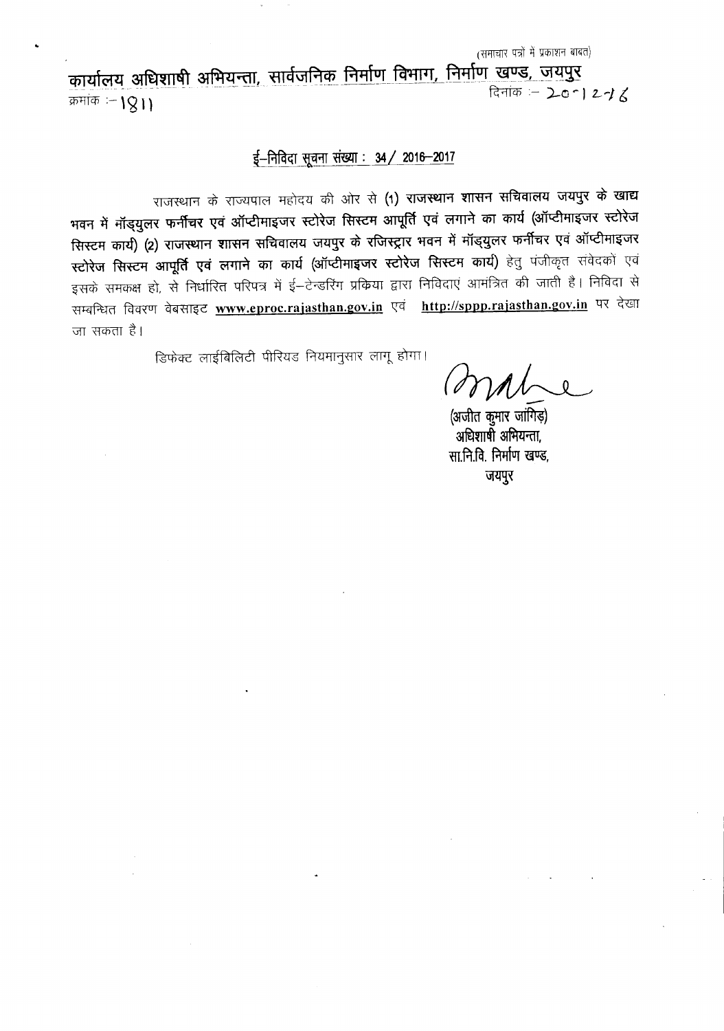(समाचार पत्रों में प्रकाशन बाबत)

**कार्यालय अधिशाषी अभियन्ता, सार्वजनिक निर्माण विभाग, निर्माण खण्ड, जयपुर**

क्रमांक :– 1811 दिनांक :– 20-12-16

## ई–निविदा सूचना संख्या : 34/ 2016–2017

राजस्थान के राज्यपाल महोदय की ओर से **(1) राजस्थान शासन सचिवालय जयपुर के खाद्य भवन में मॉड्युलर फर्नीचर एवं ऑप्टीमाइजर स्टोरेज सिस्टम आपूर्ति एवं लगाने का कार्य (ऑप्टीमाइजर स्टोरेज सिस्टम कार्य) (2) राजस्थान शासन सचिवालय जयपुर के रजिस्ट्रार भवन में मॉड्युलर फर्नीचर एवं ऑप्टीमाइजर स्टोरेज सिस्टम आपूर्ति एवं लगाने का कार्य (ऑप्टीमाइजर स्टोरेज सिस्टम कार्य)** हेतु पंजीकृत संवेदकों एवं इसके समकक्ष हो, से निर्धारित परिपत्र में ई–टेन्डरिंग प्रकिया द्वारा निविदाएं आमंत्रित की जाती है। निविदा से सम्बन्धित विवरण वेबसाइट **www.eproc.rajasthan.gov.in** एवं **http://sppp.rajasthan.gov.in** पर देखा जा सकता है।

डिफेक्ट लाईबिलिटी पीरियड नियमानुसार लागू होगा।

(अजीत कुमार जांगिड़)
अधिशाषी अभियन्ता,
सा.नि.वि. निर्माण खण्ड,
जयपुर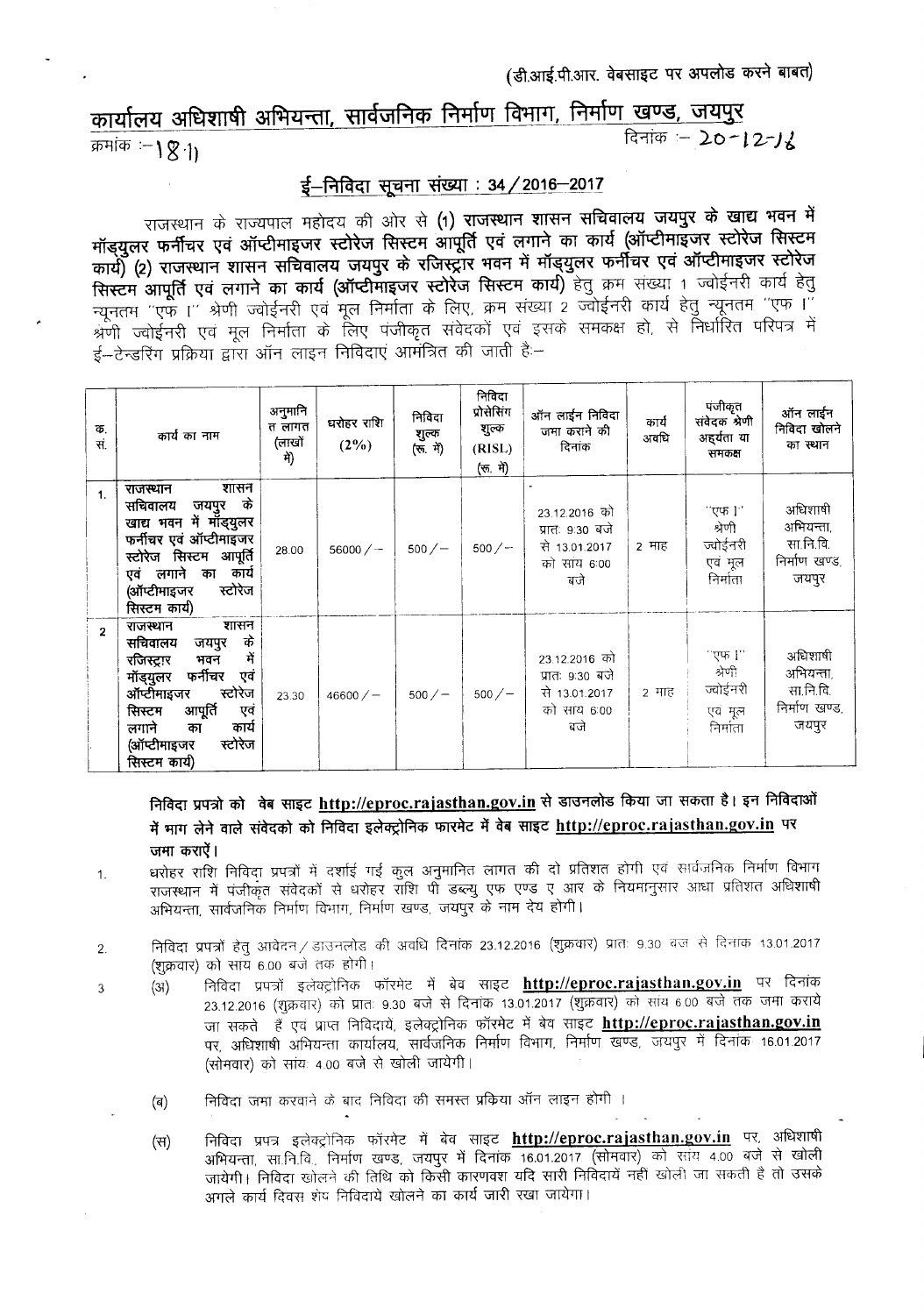(डी.आई.पी.आर. वेबसाइट पर अपलोड करने बाबत)

# कार्यालय अधिशाषी अभियन्ता, सार्वजनिक निर्माण विभाग, निर्माण खण्ड, जयपुर

क्रमांक :- 1811 दिनांक :- 20-12-16

## ई–निविदा सूचना संख्या : 34/2016–2017

राजस्थान के राज्यपाल महोदय की ओर से **(1) राजस्थान शासन सचिवालय जयपुर के खाद्य भवन में मॉड्युलर फर्नीचर एवं ऑप्टीमाइजर स्टोरेज सिस्टम आपूर्ति एवं लगाने का कार्य (ऑप्टीमाइजर स्टोरेज सिस्टम कार्य) (2) राजस्थान शासन सचिवालय जयपुर के रजिस्ट्रार भवन में मॉड्युलर फर्नीचर एवं ऑप्टीमाइजर स्टोरेज सिस्टम आपूर्ति एवं लगाने का कार्य (ऑप्टीमाइजर स्टोरेज सिस्टम कार्य)** हेतु क्रम संख्या 1 ज्वोईनरी कार्य हेतु न्यूनतम "एफ I" श्रेणी ज्वोईनरी एवं मूल निर्माता के लिए, क्रम संख्या 2 ज्वोईनरी कार्य हेतु न्यूनतम "एफ I" श्रेणी ज्वोईनरी एवं मूल निर्माता के लिए पंजीकृत संवेदकों एवं इसके समकक्ष हो, से निर्धारित परिपत्र में ई–टेन्डरिंग प्रक्रिया द्वारा ऑन लाइन निविदाएं आमंत्रित की जाती हैः–

| क्र. सं. | कार्य का नाम | अनुमानित लागत (लाखों में) | धरोहर राशि (2%) | निविदा शुल्क (रू. में) | निविदा प्रोसेसिंग शुल्क (RISL) (रू. में) | ऑन लाईन निविदा जमा कराने की दिनांक | कार्य अवधि | पंजीकृत संवेदक श्रेणी अर्हयता या समकक्ष | ऑन लाईन निविदा खोलने का स्थान |
|---|---|---|---|---|---|---|---|---|---|
| 1. | **राजस्थान शासन सचिवालय जयपुर के खाद्य भवन में मॉड्युलर फर्नीचर एवं ऑप्टीमाइजर स्टोरेज सिस्टम आपूर्ति एवं लगाने का कार्य (ऑप्टीमाइजर स्टोरेज सिस्टम कार्य)** | 28.00 | 56000/– | 500/– | 500/– | 23.12.2016 को प्रातः 9:30 बजे से 13.01.2017 को सायं 6:00 बजे | 2 माह | "एफ I" श्रेणी ज्वोईनरी एवं मूल निर्माता | अधिशाषी अभियन्ता, सा.नि.वि. निर्माण खण्ड, जयपुर |
| 2 | **राजस्थान शासन सचिवालय जयपुर के रजिस्ट्रार भवन में मॉड्युलर फर्नीचर एवं ऑप्टीमाइजर स्टोरेज सिस्टम आपूर्ति एवं लगाने का कार्य (ऑप्टीमाइजर स्टोरेज सिस्टम कार्य)** | 23.30 | 46600/– | 500/– | 500/– | 23.12.2016 को प्रातः 9:30 बजे से 13.01.2017 को सायं 6:00 बजे | 2 माह | "एफ I" श्रेणी ज्वोईनरी एवं मूल निर्माता | अधिशाषी अभियन्ता, सा.नि.वि. निर्माण खण्ड, जयपुर |

**निविदा प्रपत्रो को वेब साइट http://eproc.rajasthan.gov.in से डाउनलोड किया जा सकता है। इन निविदाओं में भाग लेने वाले संवेदको को निविदा इलेक्ट्रोनिक फारमेट में वेब साइट http://eproc.rajasthan.gov.in पर जमा कराऐं।**

1. धरोहर राशि निविदा प्रपत्रों में दर्शाई गई कुल अनुमानित लागत की दो प्रतिशत होगी एवं सार्वजनिक निर्माण विभाग राजस्थान में पंजीकृत संवेदकों से धरोहर राशि पी डब्ल्यु एफ एण्ड ए आर के नियमानुसार आधा प्रतिशत अधिशाषी अभियन्ता, सार्वजनिक निर्माण विभाग, निर्माण खण्ड, जयपुर के नाम देय होगी।

2. निविदा प्रपत्रों हेतु आवेदन/डाउनलोड की अवधि दिनांक 23.12.2016 (शुक्रवार) प्रातः 9.30 बजे से दिनांक 13.01.2017 (शुक्रवार) को सायं 6.00 बजे तक होगी।

3. (अ) निविदा प्रपत्रों इलेक्ट्रोनिक फॉरमेट में बेव साइट **http://eproc.rajasthan.gov.in** पर दिनांक 23.12.2016 (शुक्रवार) को प्रातः 9.30 बजे से दिनांक 13.01.2017 (शुक्रवार) को सायं 6.00 बजे तक जमा कराये जा सकते हैं एवं प्राप्त निविदाये, इलेक्ट्रोनिक फॉरमेट में बेव साइट **http://eproc.rajasthan.gov.in** पर, अधिशाषी अभियन्ता कार्यालय, सार्वजनिक निर्माण विभाग, निर्माण खण्ड, जयपुर में दिनांक 16.01.2017 (सोमवार) को सायं 4.00 बजे से खोली जायेगी।

   (ब) निविदा जमा करवाने के बाद निविदा की समस्त प्रक्रिया ऑन लाइन होगी।

   (स) निविदा प्रपत्र इलेक्ट्रोनिक फॉरमेट में बेव साइट **http://eproc.rajasthan.gov.in** पर, अधिशाषी अभियन्ता, सा.नि.वि., निर्माण खण्ड, जयपुर में दिनांक 16.01.2017 (सोमवार) को सायं 4.00 बजे से खोली जायेगी। निविदा खोलने की तिथि को किसी कारणवश यदि सारी निविदायें नही खोली जा सकती है तो उसके अगले कार्य दिवस शेष निविदायें खोलने का कार्य जारी रखा जायेगा।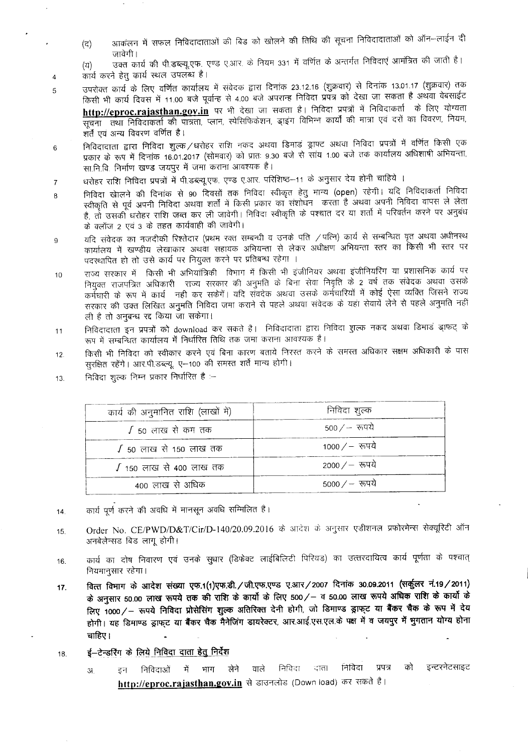(द) आकंलन में सफल निविदादाताओं की बिड को खोलने की तिथि की सूचना निविदादाताओं को ऑन–लाईन दी जावेगी।

(य) उक्त कार्य की पी.डब्ल्यू.एफ. एण्ड ए.आर. के नियम 331 में वर्णित के अन्तर्गत निविदाएं आमंत्रित की जाती है।

4. कार्य करने हेतु कार्य स्थल उपलब्ध है।

5. उपरोक्त कार्य के लिए वर्णित कार्यालय में संवेदक द्वारा दिनांक 23.12.16 (शुक्रवार) से दिनांक 13.01.17 (शुक्रवार) तक किसी भी कार्य दिवस में 11.00 बजे पूर्वान्ह से 4.00 बजे अपरान्ह निविदा प्रपत्र को देखा जा सकता है अथवा वेबसाईट **http://eproc.rajasthan.gov.in** पर भी देखा जा सकता है। निविदा प्रपत्रों में निविदाकर्ता के लिए योग्यता सूचना तथा निविदाकर्ता की पात्रता, प्लान, स्पेसिफिकेशन, ड्राइंग विभिन्न कार्यों की मात्रा एवं दरों का विवरण, नियम, शर्तें एवं अन्य विवरण वर्णित है।

6. निविदादाता द्वारा निविदा शुल्क/धरोहर राशि नकद अथवा डिमांड ड्राफ्ट अथवा निविदा प्रपत्रों में वर्णित किसी एक प्रकार के रूप में दिनांक 16.01.2017 (सोमवार) को प्रातः 9.30 बजे से सांय 1.00 बजे तक कार्यालय अधिशाषी अभियन्ता, सा.नि.वि. निर्माण खण्ड जयपुर में जमा कराना आवश्यक है।

7. धरोहर राशि निविदा प्रपत्रों में पी.डब्ल्यू.एफ. एण्ड ए.आर. परिशिष्ठ–11 के अनुसार देय होनी चाहिये ।

8. निविदा खोलने की दिनांक से 90 दिवसों तक निविदा स्वीकृत हेतु मान्य (open) रहेगी। यदि निविदाकर्ता निविदा स्वीकृति से पूर्व अपनी निविदा अथवा शर्तों में किसी प्रकार का संशोधन करता है अथवा अपनी निविदा वापस ले लेता है, तो उसकी धरोहर राशि जब्त कर ली जावेगी। निविदा स्वीकृति के पश्चात दर या शर्तों में परिवर्तन करने पर अनुबंध के क्लॉज 2 एवं 3 के तहत कार्यवाही की जावेगी।

9. यदि संवेदक का नजदीकी रिश्तेदार (प्रथम रक्त सम्बन्धी व उनके पति /पत्नि) कार्य से सम्बन्धित वृत अथवा अधीनस्थ कार्यालय में खण्डीय लेखाकार अथवा सहायक अभियन्ता से लेकर अधीक्षण अभियन्ता स्तर का किसी भी स्तर पर पदस्थापित हो तो उसे कार्य पर नियुक्त करने पर प्रतिबन्ध रहेगा ।

10. राज्य सरकार में किसी भी अभियांत्रिकी विभाग में किसी भी इंजीनियर अथवा इंजीनियरिंग या प्रशासनिक कार्य पर नियुक्त राजपत्रित अधिकारी राज्य सरकार की अनुमति के बिना सेवा निवृति के 2 वर्ष तक संवेदक अथवा उसके कर्मचारी के रूप में कार्य नही कर सकेंगें। यदि संवेदक अथवा उसके कर्मचारियों में कोई ऐसा व्यक्ति जिसने राज्य सरकार की उक्त लिखित अनुमति निविदा जमा कराने से पहले अथवा संवेदक के यहां सेवायें लेने से पहले अनुमति नहीं ली है तो अनुबन्ध रद्द किया जा सकेगा।

11. निविदादाता इन प्रपत्रों को download कर सकते है। निविदादाता द्वारा निविदा शुल्क नकद अथवा डिमांड ड्राफ्ट के रूप में सम्बन्धित कार्यालय में निर्धारित तिथि तक जमा कराना आवश्यक है।

12. किसी भी निविदा को स्वीकार करने एवं बिना कारण बताये निरस्त करने के समस्त अधिकार सक्षम अधिकारी के पास सुरक्षित रहेंगे। आर.पी.डब्ल्यू. ए–100 की समस्त शर्ते मान्य होगी।

13. निविदा शुल्क निम्न प्रकार निर्धारित है :–

| कार्य की अनुमानित राशि (लाखों में) | निविदा शुल्क |
|---|---|
| ∫ 50 लाख से कम तक | 500/– रूपये |
| ∫ 50 लाख से 150 लाख तक | 1000/– रूपये |
| ∫ 150 लाख से 400 लाख तक | 2000/– रूपये |
| 400 लाख से अधिक | 5000/– रूपये |

14. कार्य पूर्ण करने की अवधि में मानसून अवधि सम्मिलित है।

15. Order No. CE/PWD/D&T/Cir/D-140/20.09.2016 के आदेश के अनुसार एडीशनल प्रफोरमेन्स सेक्यूरिटी ऑन अनबेलेन्सड बिड लागू होगी।

16. कार्य का दोष निवारण एवं उनके सुधार (डिफेक्ट लाईबिलिटी पिरियड) का उत्तरदायित्व कार्य पूर्णता के पश्चात् नियमानुसार रहेगा।

17. **वित्त विभाग के आदेश संख्या एफ.1(1)एफ.डी./जी.एफ.एण्ड ए.आर/2007 दिनांक 30.09.2011 (सर्कुलर नं.19/2011) के अनुसार 50.00 लाख रूपये तक की राशि के कार्यो के लिए 500/– व 50.00 लाख रूपये अधिक राशि के कार्यो के लिए 1000/– रूपये निविदा प्रोसेसिंग शुल्क अतिरिक्त देनी होगी, जो डिमाण्ड ड्राफ्ट या बैंकर चैक के रूप में देय होगी। यह डिमाण्ड ड्राफ्ट या बैंकर चैक मैनेजिंग डायरेक्टर, आर.आई.एस.एल.के पक्ष में व जयपुर में भुगतान योग्य होना चाहिए।**

18. **ई–टेन्डरिंग के लिये निविदा दाता हेतु निर्देश**

    अ. इन निविदाओं में भाग लेने वाले निविदा दाता निविदा प्रपत्र को इन्टरनेटसाइट **http://eproc.rajasthan.gov.in** से डाउनलोड (Down load) कर सकते है।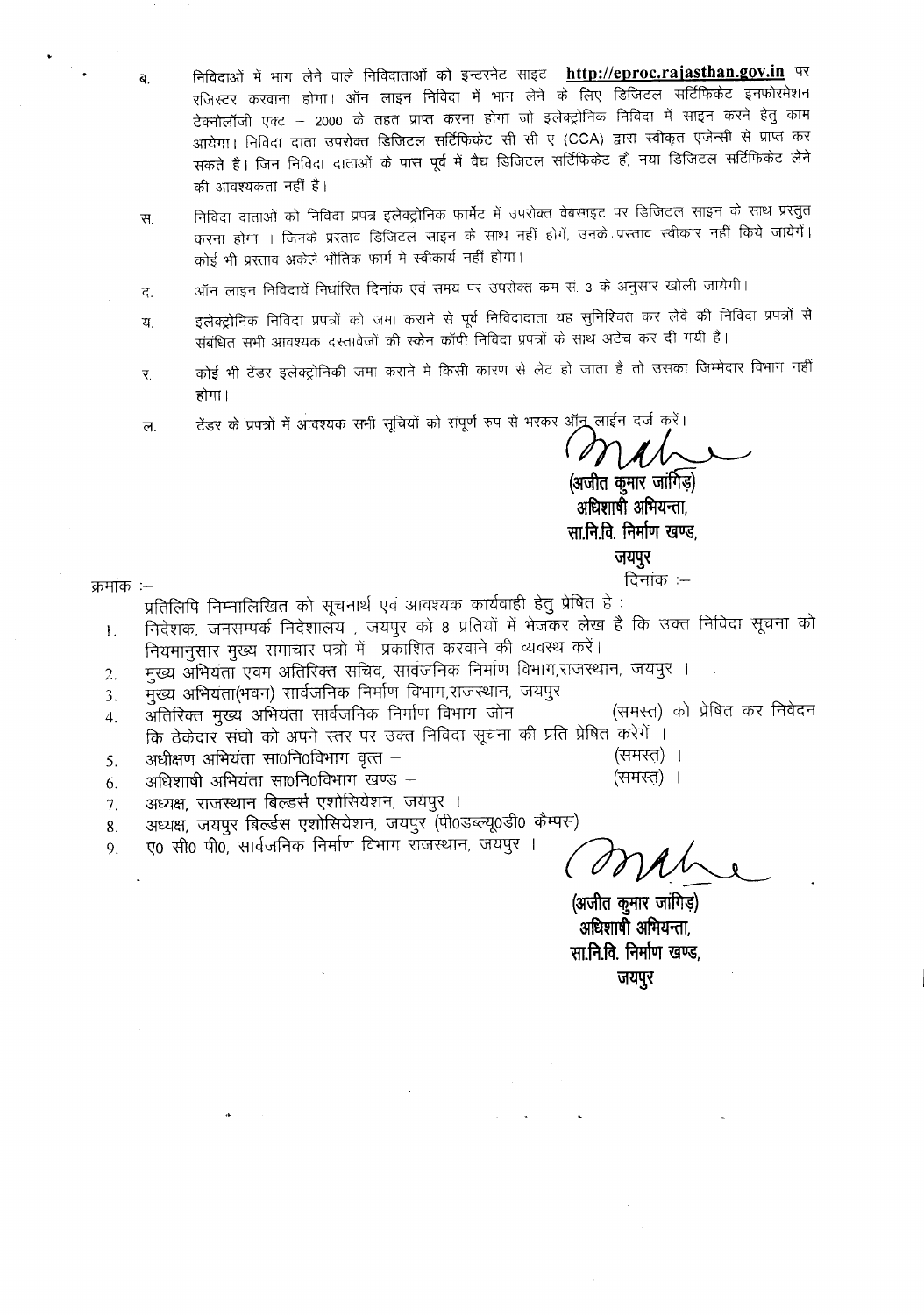ब. निविदाओं में भाग लेने वाले निविदाताओं को इन्टरनेट साइट **http://eproc.rajasthan.gov.in** पर रजिस्टर करवाना होगा। ऑन लाइन निविदा में भाग लेने के लिए डिजिटल सर्टिफिकेट इनफोरमेशन टेक्नोलॉजी एक्ट – 2000 के तहत प्राप्त करना होगा जो इलेक्ट्रोनिक निविदा में साइन करने हेतु काम आयेगा। निविदा दाता उपरोक्त डिजिटल सर्टिफिकेट सी सी ए (CCA) द्वारा स्वीकृत एजेन्सी से प्राप्त कर सकते है। जिन निविदा दाताओं के पास पूर्व में वैध डिजिटल सर्टिफिकेट हैं, नया डिजिटल सर्टिफिकेट लेने की आवश्यकता नहीं है।

स. निविदा दाताओ को निविदा प्रपत्र इलेक्ट्रोनिक फार्मेट में उपरोक्त वेबसाइट पर डिजिटल साइन के साथ प्रस्तुत करना होगा । जिनके प्रस्ताव डिजिटल साइन के साथ नहीं होगें, उनके प्रस्ताव स्वीकार नहीं किये जायेगें। कोई भी प्रस्ताव अकेले भौतिक फार्म मे स्वीकार्य नहीं होगा।

द. ऑन लाइन निविदायें निर्धारित दिनांक एवं समय पर उपरोक्त कम सं. 3 के अनुसार खोली जायेगी।

य. इलेक्ट्रोनिक निविदा प्रपत्रों को जमा कराने से पूर्व निविदादाता यह सुनिश्चित कर लेवे की निविदा प्रपत्रों से संबंधित सभी आवश्यक दस्तावेजों की स्केन कॉपी निविदा प्रपत्रों के साथ अटेच कर दी गयी है।

र. कोई भी टेंडर इलेक्ट्रोनिकी जमा कराने में किसी कारण से लेट हो जाता है तो उसका जिम्मेदार विभाग नहीं होगा।

ल. टेंडर के प्रपत्रों में आवश्यक सभी सूचियों को संपूर्ण रुप से भरकर ऑन लाईन दर्ज करें।

**(अजीत कुमार जांगिड़)**
**अधिशाषी अभियन्ता,**
**सा.नि.वि. निर्माण खण्ड,**
**जयपुर**

क्रमांक :– दिनांक :–

प्रतिलिपि निम्नालिखित को सूचनार्थ एवं आवश्यक कार्यवाही हेतु प्रेषित है :

1. निदेशक, जनसम्पर्क निदेशालय , जयपुर को 8 प्रतियों में भेजकर लेख है कि उक्त निविदा सूचना को नियमानुसार मुख्य समाचार पत्रो में प्रकाशित करवाने की व्यवस्थ करें।
2. मुख्य अभियंता एवम अतिरिक्त सचिव, सार्वजनिक निर्माण विभाग,राजस्थान, जयपुर ।
3. मुख्य अभियंता(भवन) सार्वजनिक निर्माण विभाग,राजस्थान, जयपुर
4. अतिरिक्त मुख्य अभियंता सार्वजनिक निर्माण विभाग जोन (समस्त) को प्रेषित कर निवेदन कि ठेकेदार संघो को अपने स्तर पर उक्त निविदा सूचना की प्रति प्रेषित करेगें ।
5. अधीक्षण अभियंता सा0नि0विभाग वृत्त – (समस्त) ।
6. अधिशाषी अभियंता सा0नि0विभाग खण्ड – (समस्त) ।
7. अध्यक्ष, राजस्थान बिल्डर्स एशोसियेशन, जयपुर ।
8. अध्यक्ष, जयपुर बिल्डर्स एशोसियेशन, जयपुर (पी0डब्ल्यू0डी0 कैम्पस)
9. ए0 सी0 पी0, सार्वजनिक निर्माण विभाग राजस्थान, जयपुर ।

**(अजीत कुमार जांगिड़)**
**अधिशाषी अभियन्ता,**
**सा.नि.वि. निर्माण खण्ड,**
**जयपुर**